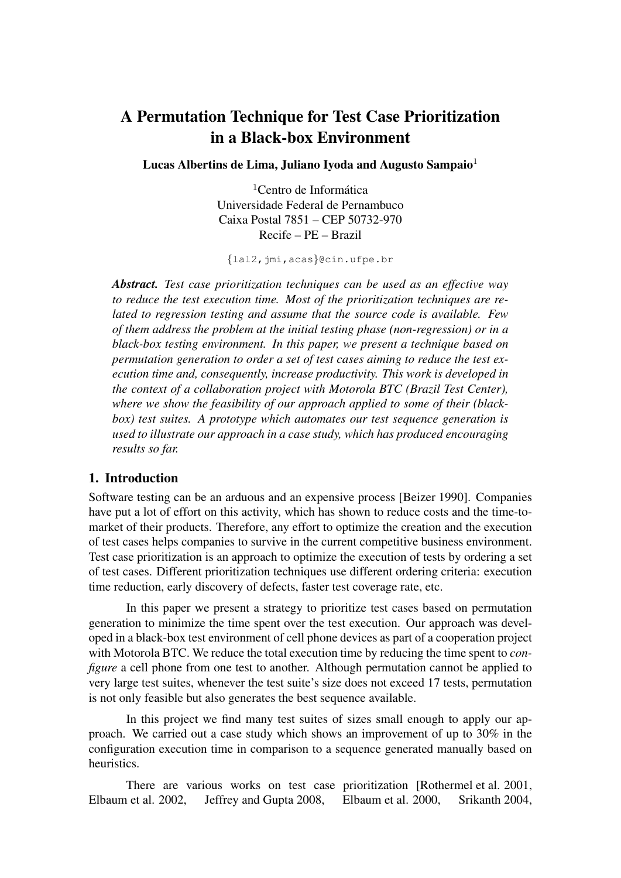# A Permutation Technique for Test Case Prioritization in a Black-box Environment

**Lucas Albertins de Lima, Juliano Iyoda and Augusto Sampaio**[1]

[1]Centro de Informática
Universidade Federal de Pernambuco
Caixa Postal 7851 – CEP 50732-970
Recife – PE – Brazil

{lal2,jmi,acas}@cin.ufpe.br

***Abstract.*** *Test case prioritization techniques can be used as an effective way to reduce the test execution time. Most of the prioritization techniques are related to regression testing and assume that the source code is available. Few of them address the problem at the initial testing phase (non-regression) or in a black-box testing environment. In this paper, we present a technique based on permutation generation to order a set of test cases aiming to reduce the test execution time and, consequently, increase productivity. This work is developed in the context of a collaboration project with Motorola BTC (Brazil Test Center), where we show the feasibility of our approach applied to some of their (black-box) test suites. A prototype which automates our test sequence generation is used to illustrate our approach in a case study, which has produced encouraging results so far.*

## 1. Introduction

Software testing can be an arduous and an expensive process [Beizer 1990]. Companies have put a lot of effort on this activity, which has shown to reduce costs and the time-to-market of their products. Therefore, any effort to optimize the creation and the execution of test cases helps companies to survive in the current competitive business environment. Test case prioritization is an approach to optimize the execution of tests by ordering a set of test cases. Different prioritization techniques use different ordering criteria: execution time reduction, early discovery of defects, faster test coverage rate, etc.

In this paper we present a strategy to prioritize test cases based on permutation generation to minimize the time spent over the test execution. Our approach was developed in a black-box test environment of cell phone devices as part of a cooperation project with Motorola BTC. We reduce the total execution time by reducing the time spent to *configure* a cell phone from one test to another. Although permutation cannot be applied to very large test suites, whenever the test suite's size does not exceed 17 tests, permutation is not only feasible but also generates the best sequence available.

In this project we find many test suites of sizes small enough to apply our approach. We carried out a case study which shows an improvement of up to 30% in the configuration execution time in comparison to a sequence generated manually based on heuristics.

There are various works on test case prioritization [Rothermel et al. 2001, Elbaum et al. 2002, Jeffrey and Gupta 2008, Elbaum et al. 2000, Srikanth 2004,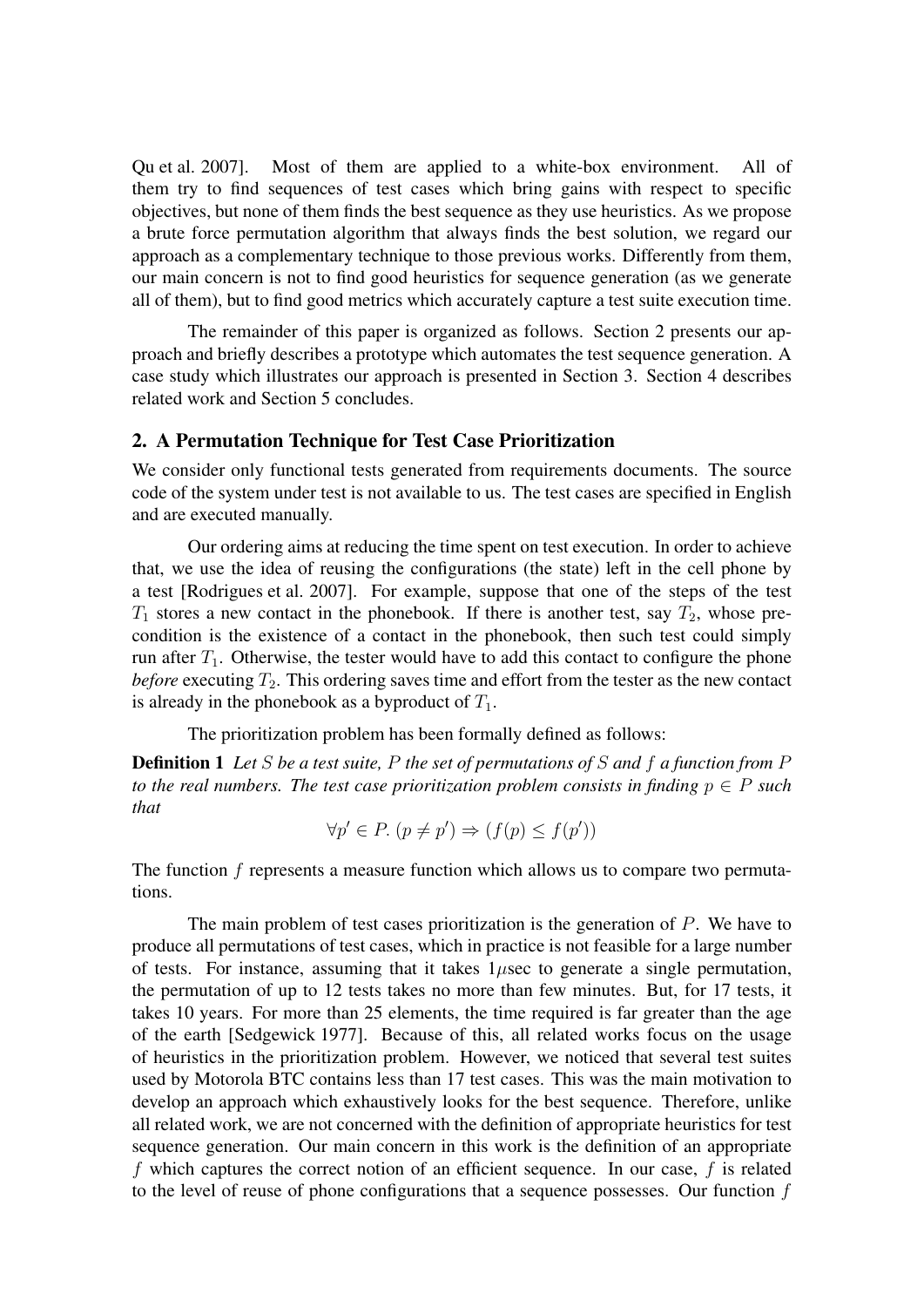Qu et al. 2007]. Most of them are applied to a white-box environment. All of them try to find sequences of test cases which bring gains with respect to specific objectives, but none of them finds the best sequence as they use heuristics. As we propose a brute force permutation algorithm that always finds the best solution, we regard our approach as a complementary technique to those previous works. Differently from them, our main concern is not to find good heuristics for sequence generation (as we generate all of them), but to find good metrics which accurately capture a test suite execution time.

The remainder of this paper is organized as follows. Section 2 presents our approach and briefly describes a prototype which automates the test sequence generation. A case study which illustrates our approach is presented in Section 3. Section 4 describes related work and Section 5 concludes.

## 2. A Permutation Technique for Test Case Prioritization

We consider only functional tests generated from requirements documents. The source code of the system under test is not available to us. The test cases are specified in English and are executed manually.

Our ordering aims at reducing the time spent on test execution. In order to achieve that, we use the idea of reusing the configurations (the state) left in the cell phone by a test [Rodrigues et al. 2007]. For example, suppose that one of the steps of the test $T_1$ stores a new contact in the phonebook. If there is another test, say $T_2$, whose precondition is the existence of a contact in the phonebook, then such test could simply run after $T_1$. Otherwise, the tester would have to add this contact to configure the phone *before* executing $T_2$. This ordering saves time and effort from the tester as the new contact is already in the phonebook as a byproduct of $T_1$.

The prioritization problem has been formally defined as follows:

**Definition 1** *Let $S$ be a test suite, $P$ the set of permutations of $S$ and $f$ a function from $P$ to the real numbers. The test case prioritization problem consists in finding $p \in P$ such that*

$$\forall p' \in P.\, (p \neq p') \Rightarrow (f(p) \leq f(p'))$$

The function $f$ represents a measure function which allows us to compare two permutations.

The main problem of test cases prioritization is the generation of $P$. We have to produce all permutations of test cases, which in practice is not feasible for a large number of tests. For instance, assuming that it takes $1\mu$sec to generate a single permutation, the permutation of up to 12 tests takes no more than few minutes. But, for 17 tests, it takes 10 years. For more than 25 elements, the time required is far greater than the age of the earth [Sedgewick 1977]. Because of this, all related works focus on the usage of heuristics in the prioritization problem. However, we noticed that several test suites used by Motorola BTC contains less than 17 test cases. This was the main motivation to develop an approach which exhaustively looks for the best sequence. Therefore, unlike all related work, we are not concerned with the definition of appropriate heuristics for test sequence generation. Our main concern in this work is the definition of an appropriate $f$ which captures the correct notion of an efficient sequence. In our case, $f$ is related to the level of reuse of phone configurations that a sequence possesses. Our function $f$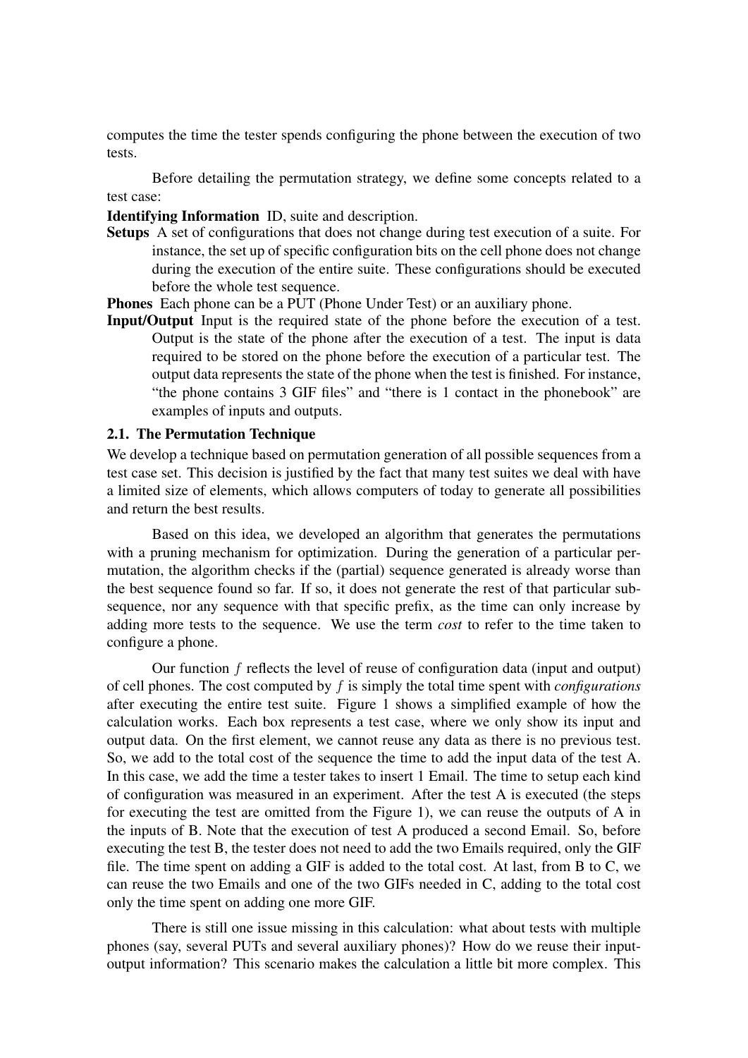computes the time the tester spends configuring the phone between the execution of two tests.

Before detailing the permutation strategy, we define some concepts related to a test case:

**Identifying Information** ID, suite and description.

**Setups** A set of configurations that does not change during test execution of a suite. For instance, the set up of specific configuration bits on the cell phone does not change during the execution of the entire suite. These configurations should be executed before the whole test sequence.

**Phones** Each phone can be a PUT (Phone Under Test) or an auxiliary phone.

**Input/Output** Input is the required state of the phone before the execution of a test. Output is the state of the phone after the execution of a test. The input is data required to be stored on the phone before the execution of a particular test. The output data represents the state of the phone when the test is finished. For instance, "the phone contains 3 GIF files" and "there is 1 contact in the phonebook" are examples of inputs and outputs.

### 2.1. The Permutation Technique

We develop a technique based on permutation generation of all possible sequences from a test case set. This decision is justified by the fact that many test suites we deal with have a limited size of elements, which allows computers of today to generate all possibilities and return the best results.

Based on this idea, we developed an algorithm that generates the permutations with a pruning mechanism for optimization. During the generation of a particular permutation, the algorithm checks if the (partial) sequence generated is already worse than the best sequence found so far. If so, it does not generate the rest of that particular subsequence, nor any sequence with that specific prefix, as the time can only increase by adding more tests to the sequence. We use the term *cost* to refer to the time taken to configure a phone.

Our function $f$ reflects the level of reuse of configuration data (input and output) of cell phones. The cost computed by $f$ is simply the total time spent with *configurations* after executing the entire test suite. Figure 1 shows a simplified example of how the calculation works. Each box represents a test case, where we only show its input and output data. On the first element, we cannot reuse any data as there is no previous test. So, we add to the total cost of the sequence the time to add the input data of the test A. In this case, we add the time a tester takes to insert 1 Email. The time to setup each kind of configuration was measured in an experiment. After the test A is executed (the steps for executing the test are omitted from the Figure 1), we can reuse the outputs of A in the inputs of B. Note that the execution of test A produced a second Email. So, before executing the test B, the tester does not need to add the two Emails required, only the GIF file. The time spent on adding a GIF is added to the total cost. At last, from B to C, we can reuse the two Emails and one of the two GIFs needed in C, adding to the total cost only the time spent on adding one more GIF.

There is still one issue missing in this calculation: what about tests with multiple phones (say, several PUTs and several auxiliary phones)? How do we reuse their input-output information? This scenario makes the calculation a little bit more complex. This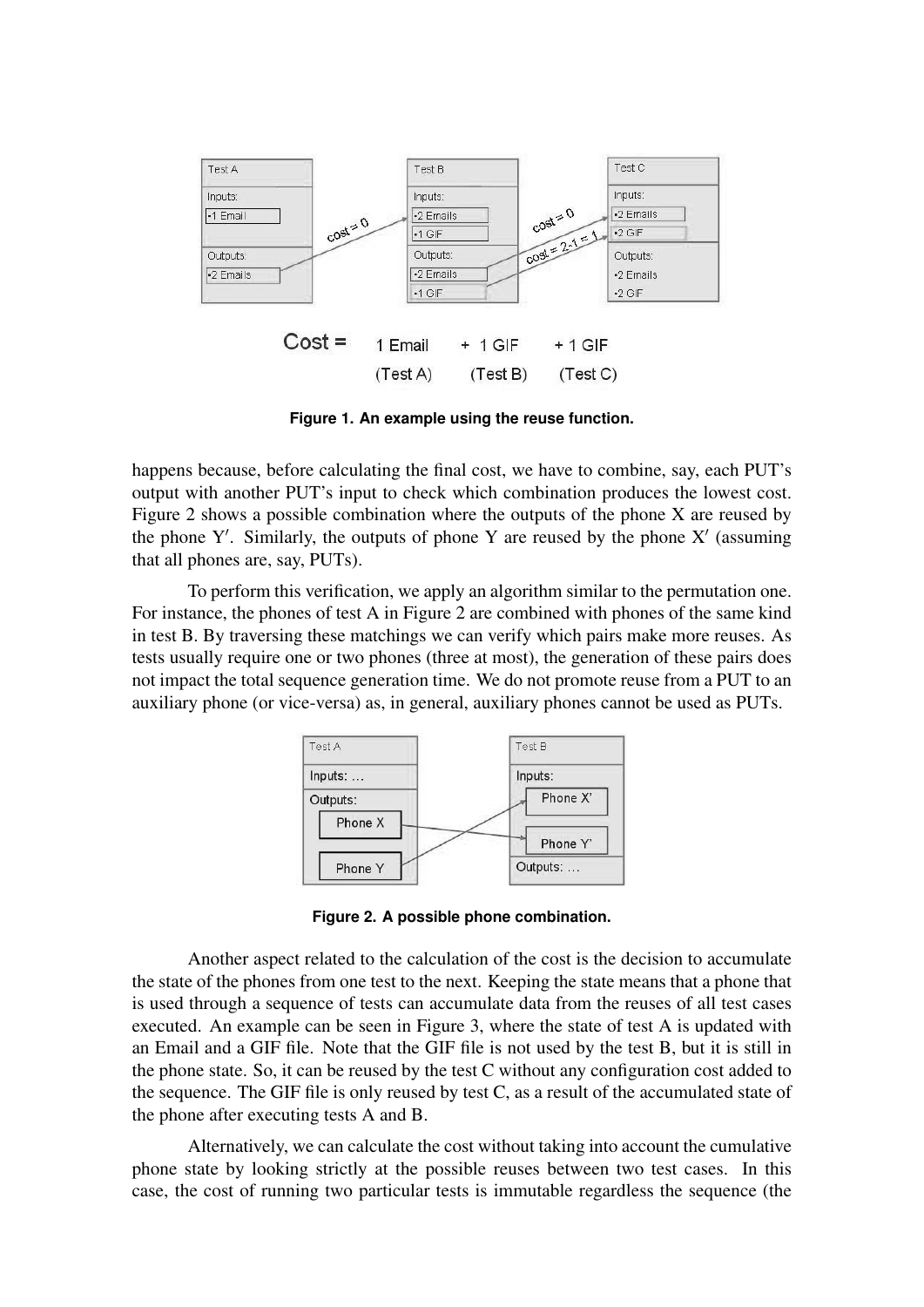**Figure 1. An example using the reuse function.**

happens because, before calculating the final cost, we have to combine, say, each PUT's output with another PUT's input to check which combination produces the lowest cost. Figure 2 shows a possible combination where the outputs of the phone X are reused by the phone Y′. Similarly, the outputs of phone Y are reused by the phone X′ (assuming that all phones are, say, PUTs).

To perform this verification, we apply an algorithm similar to the permutation one. For instance, the phones of test A in Figure 2 are combined with phones of the same kind in test B. By traversing these matchings we can verify which pairs make more reuses. As tests usually require one or two phones (three at most), the generation of these pairs does not impact the total sequence generation time. We do not promote reuse from a PUT to an auxiliary phone (or vice-versa) as, in general, auxiliary phones cannot be used as PUTs.

**Figure 2. A possible phone combination.**

Another aspect related to the calculation of the cost is the decision to accumulate the state of the phones from one test to the next. Keeping the state means that a phone that is used through a sequence of tests can accumulate data from the reuses of all test cases executed. An example can be seen in Figure 3, where the state of test A is updated with an Email and a GIF file. Note that the GIF file is not used by the test B, but it is still in the phone state. So, it can be reused by the test C without any configuration cost added to the sequence. The GIF file is only reused by test C, as a result of the accumulated state of the phone after executing tests A and B.

Alternatively, we can calculate the cost without taking into account the cumulative phone state by looking strictly at the possible reuses between two test cases. In this case, the cost of running two particular tests is immutable regardless the sequence (the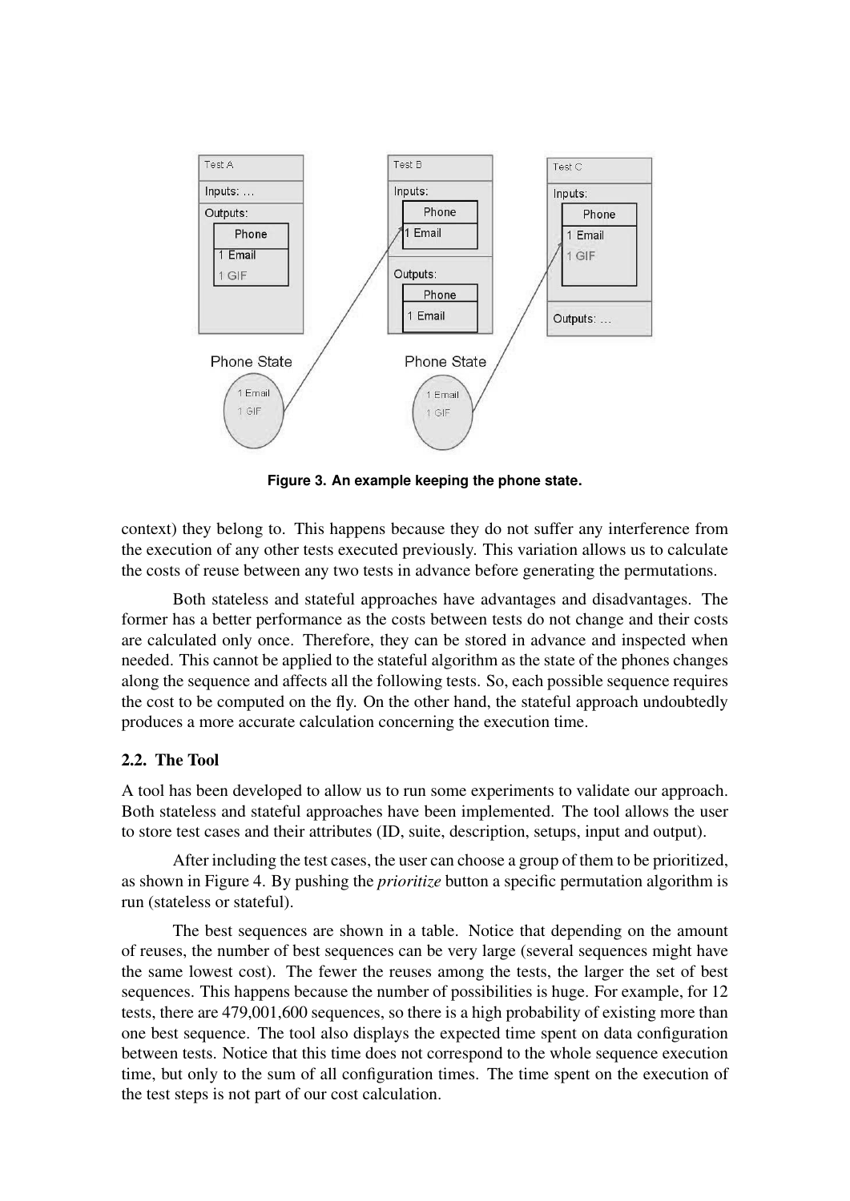Figure 3. An example keeping the phone state.

context) they belong to. This happens because they do not suffer any interference from the execution of any other tests executed previously. This variation allows us to calculate the costs of reuse between any two tests in advance before generating the permutations.

Both stateless and stateful approaches have advantages and disadvantages. The former has a better performance as the costs between tests do not change and their costs are calculated only once. Therefore, they can be stored in advance and inspected when needed. This cannot be applied to the stateful algorithm as the state of the phones changes along the sequence and affects all the following tests. So, each possible sequence requires the cost to be computed on the fly. On the other hand, the stateful approach undoubtedly produces a more accurate calculation concerning the execution time.

### 2.2. The Tool

A tool has been developed to allow us to run some experiments to validate our approach. Both stateless and stateful approaches have been implemented. The tool allows the user to store test cases and their attributes (ID, suite, description, setups, input and output).

After including the test cases, the user can choose a group of them to be prioritized, as shown in Figure 4. By pushing the *prioritize* button a specific permutation algorithm is run (stateless or stateful).

The best sequences are shown in a table. Notice that depending on the amount of reuses, the number of best sequences can be very large (several sequences might have the same lowest cost). The fewer the reuses among the tests, the larger the set of best sequences. This happens because the number of possibilities is huge. For example, for 12 tests, there are 479,001,600 sequences, so there is a high probability of existing more than one best sequence. The tool also displays the expected time spent on data configuration between tests. Notice that this time does not correspond to the whole sequence execution time, but only to the sum of all configuration times. The time spent on the execution of the test steps is not part of our cost calculation.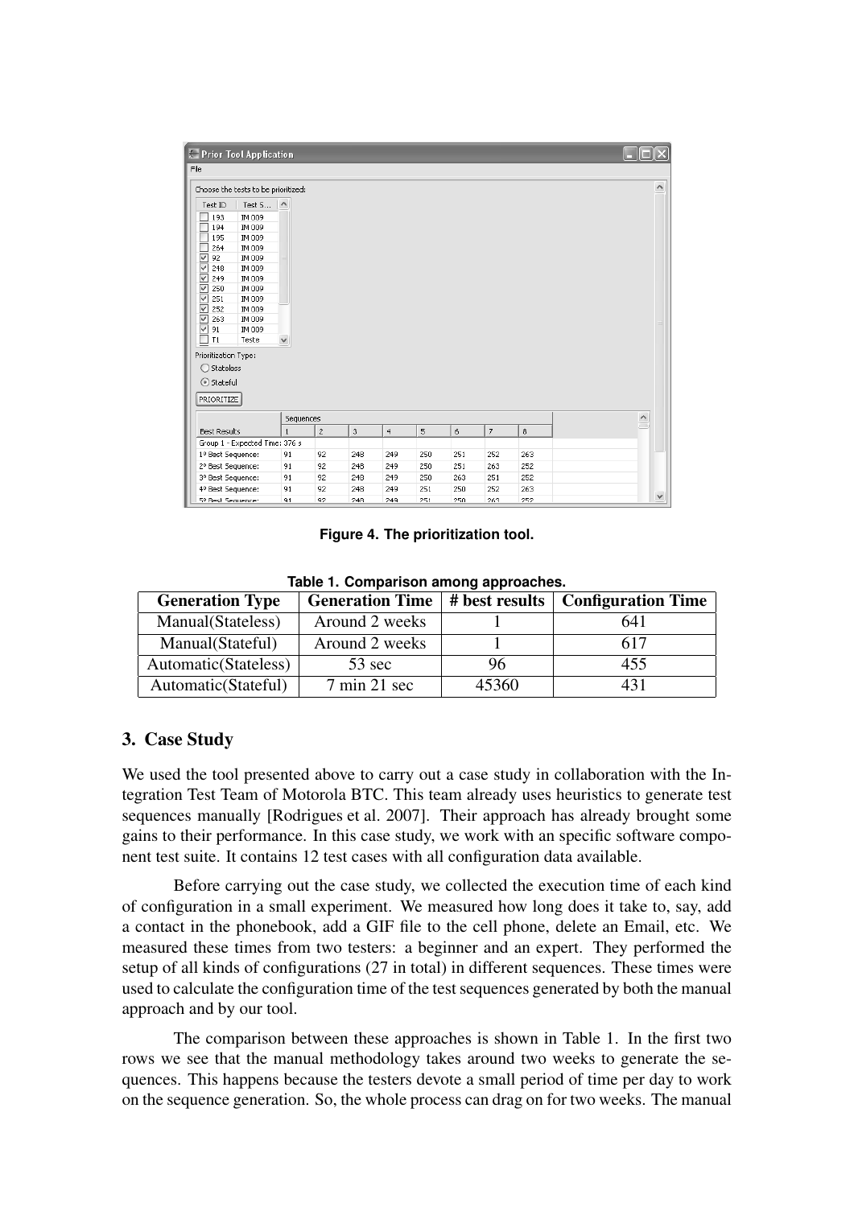Figure 4. The prioritization tool.

Table 1. Comparison among approaches.

| Generation Type | Generation Time | # best results | Configuration Time |
| --- | --- | --- | --- |
| Manual(Stateless) | Around 2 weeks | 1 | 641 |
| Manual(Stateful) | Around 2 weeks | 1 | 617 |
| Automatic(Stateless) | 53 sec | 96 | 455 |
| Automatic(Stateful) | 7 min 21 sec | 45360 | 431 |

## 3. Case Study

We used the tool presented above to carry out a case study in collaboration with the Integration Test Team of Motorola BTC. This team already uses heuristics to generate test sequences manually [Rodrigues et al. 2007]. Their approach has already brought some gains to their performance. In this case study, we work with an specific software component test suite. It contains 12 test cases with all configuration data available.

Before carrying out the case study, we collected the execution time of each kind of configuration in a small experiment. We measured how long does it take to, say, add a contact in the phonebook, add a GIF file to the cell phone, delete an Email, etc. We measured these times from two testers: a beginner and an expert. They performed the setup of all kinds of configurations (27 in total) in different sequences. These times were used to calculate the configuration time of the test sequences generated by both the manual approach and by our tool.

The comparison between these approaches is shown in Table 1. In the first two rows we see that the manual methodology takes around two weeks to generate the sequences. This happens because the testers devote a small period of time per day to work on the sequence generation. So, the whole process can drag on for two weeks. The manual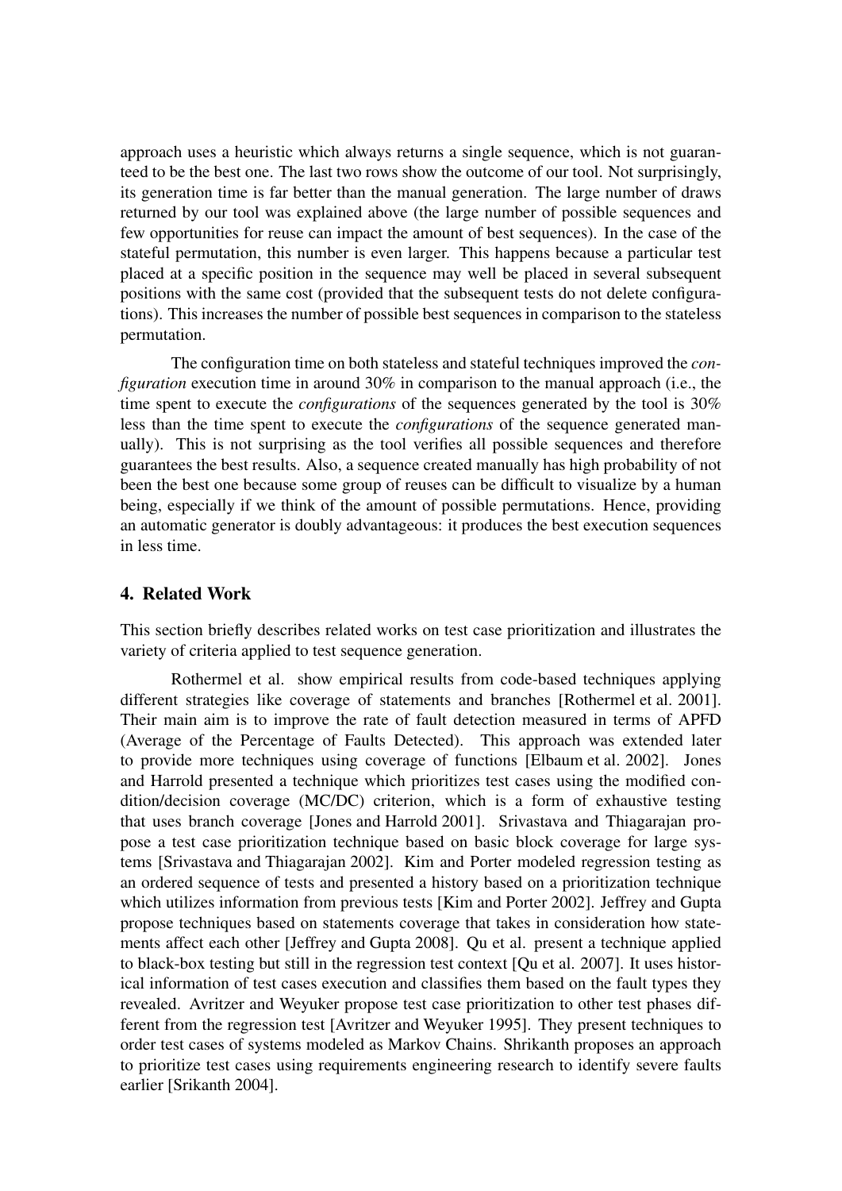approach uses a heuristic which always returns a single sequence, which is not guaranteed to be the best one. The last two rows show the outcome of our tool. Not surprisingly, its generation time is far better than the manual generation. The large number of draws returned by our tool was explained above (the large number of possible sequences and few opportunities for reuse can impact the amount of best sequences). In the case of the stateful permutation, this number is even larger. This happens because a particular test placed at a specific position in the sequence may well be placed in several subsequent positions with the same cost (provided that the subsequent tests do not delete configurations). This increases the number of possible best sequences in comparison to the stateless permutation.

The configuration time on both stateless and stateful techniques improved the *configuration* execution time in around 30% in comparison to the manual approach (i.e., the time spent to execute the *configurations* of the sequences generated by the tool is 30% less than the time spent to execute the *configurations* of the sequence generated manually). This is not surprising as the tool verifies all possible sequences and therefore guarantees the best results. Also, a sequence created manually has high probability of not been the best one because some group of reuses can be difficult to visualize by a human being, especially if we think of the amount of possible permutations. Hence, providing an automatic generator is doubly advantageous: it produces the best execution sequences in less time.

## 4. Related Work

This section briefly describes related works on test case prioritization and illustrates the variety of criteria applied to test sequence generation.

Rothermel et al. show empirical results from code-based techniques applying different strategies like coverage of statements and branches [Rothermel et al. 2001]. Their main aim is to improve the rate of fault detection measured in terms of APFD (Average of the Percentage of Faults Detected). This approach was extended later to provide more techniques using coverage of functions [Elbaum et al. 2002]. Jones and Harrold presented a technique which prioritizes test cases using the modified condition/decision coverage (MC/DC) criterion, which is a form of exhaustive testing that uses branch coverage [Jones and Harrold 2001]. Srivastava and Thiagarajan propose a test case prioritization technique based on basic block coverage for large systems [Srivastava and Thiagarajan 2002]. Kim and Porter modeled regression testing as an ordered sequence of tests and presented a history based on a prioritization technique which utilizes information from previous tests [Kim and Porter 2002]. Jeffrey and Gupta propose techniques based on statements coverage that takes in consideration how statements affect each other [Jeffrey and Gupta 2008]. Qu et al. present a technique applied to black-box testing but still in the regression test context [Qu et al. 2007]. It uses historical information of test cases execution and classifies them based on the fault types they revealed. Avritzer and Weyuker propose test case prioritization to other test phases different from the regression test [Avritzer and Weyuker 1995]. They present techniques to order test cases of systems modeled as Markov Chains. Shrikanth proposes an approach to prioritize test cases using requirements engineering research to identify severe faults earlier [Srikanth 2004].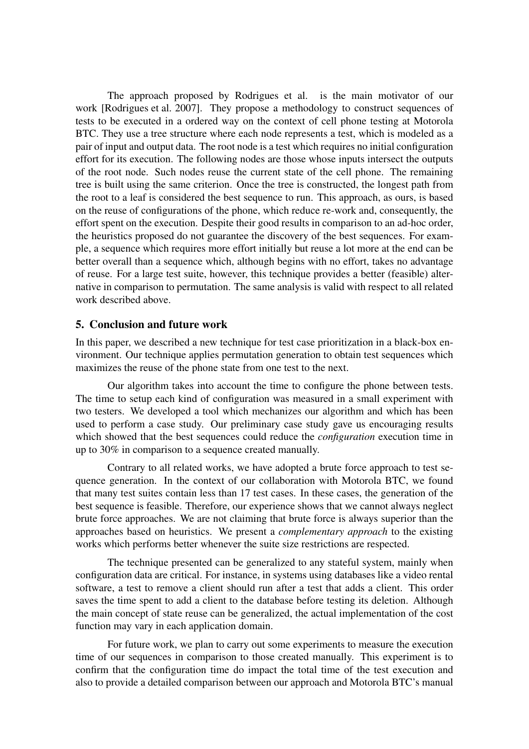The approach proposed by Rodrigues et al. is the main motivator of our work [Rodrigues et al. 2007]. They propose a methodology to construct sequences of tests to be executed in a ordered way on the context of cell phone testing at Motorola BTC. They use a tree structure where each node represents a test, which is modeled as a pair of input and output data. The root node is a test which requires no initial configuration effort for its execution. The following nodes are those whose inputs intersect the outputs of the root node. Such nodes reuse the current state of the cell phone. The remaining tree is built using the same criterion. Once the tree is constructed, the longest path from the root to a leaf is considered the best sequence to run. This approach, as ours, is based on the reuse of configurations of the phone, which reduce re-work and, consequently, the effort spent on the execution. Despite their good results in comparison to an ad-hoc order, the heuristics proposed do not guarantee the discovery of the best sequences. For example, a sequence which requires more effort initially but reuse a lot more at the end can be better overall than a sequence which, although begins with no effort, takes no advantage of reuse. For a large test suite, however, this technique provides a better (feasible) alternative in comparison to permutation. The same analysis is valid with respect to all related work described above.

## 5. Conclusion and future work

In this paper, we described a new technique for test case prioritization in a black-box environment. Our technique applies permutation generation to obtain test sequences which maximizes the reuse of the phone state from one test to the next.

Our algorithm takes into account the time to configure the phone between tests. The time to setup each kind of configuration was measured in a small experiment with two testers. We developed a tool which mechanizes our algorithm and which has been used to perform a case study. Our preliminary case study gave us encouraging results which showed that the best sequences could reduce the *configuration* execution time in up to 30% in comparison to a sequence created manually.

Contrary to all related works, we have adopted a brute force approach to test sequence generation. In the context of our collaboration with Motorola BTC, we found that many test suites contain less than 17 test cases. In these cases, the generation of the best sequence is feasible. Therefore, our experience shows that we cannot always neglect brute force approaches. We are not claiming that brute force is always superior than the approaches based on heuristics. We present a *complementary approach* to the existing works which performs better whenever the suite size restrictions are respected.

The technique presented can be generalized to any stateful system, mainly when configuration data are critical. For instance, in systems using databases like a video rental software, a test to remove a client should run after a test that adds a client. This order saves the time spent to add a client to the database before testing its deletion. Although the main concept of state reuse can be generalized, the actual implementation of the cost function may vary in each application domain.

For future work, we plan to carry out some experiments to measure the execution time of our sequences in comparison to those created manually. This experiment is to confirm that the configuration time do impact the total time of the test execution and also to provide a detailed comparison between our approach and Motorola BTC's manual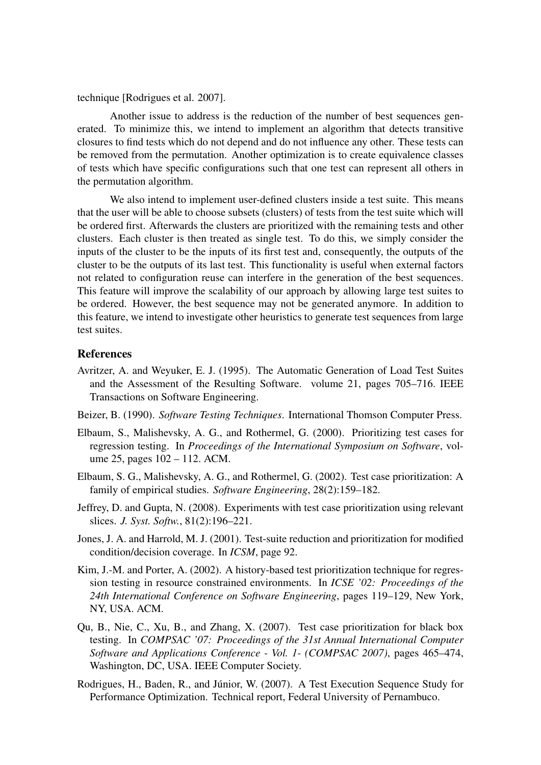technique [Rodrigues et al. 2007].

Another issue to address is the reduction of the number of best sequences generated. To minimize this, we intend to implement an algorithm that detects transitive closures to find tests which do not depend and do not influence any other. These tests can be removed from the permutation. Another optimization is to create equivalence classes of tests which have specific configurations such that one test can represent all others in the permutation algorithm.

We also intend to implement user-defined clusters inside a test suite. This means that the user will be able to choose subsets (clusters) of tests from the test suite which will be ordered first. Afterwards the clusters are prioritized with the remaining tests and other clusters. Each cluster is then treated as single test. To do this, we simply consider the inputs of the cluster to be the inputs of its first test and, consequently, the outputs of the cluster to be the outputs of its last test. This functionality is useful when external factors not related to configuration reuse can interfere in the generation of the best sequences. This feature will improve the scalability of our approach by allowing large test suites to be ordered. However, the best sequence may not be generated anymore. In addition to this feature, we intend to investigate other heuristics to generate test sequences from large test suites.

## References

Avritzer, A. and Weyuker, E. J. (1995). The Automatic Generation of Load Test Suites and the Assessment of the Resulting Software. volume 21, pages 705–716. IEEE Transactions on Software Engineering.

Beizer, B. (1990). *Software Testing Techniques*. International Thomson Computer Press.

Elbaum, S., Malishevsky, A. G., and Rothermel, G. (2000). Prioritizing test cases for regression testing. In *Proceedings of the International Symposium on Software*, volume 25, pages 102 – 112. ACM.

Elbaum, S. G., Malishevsky, A. G., and Rothermel, G. (2002). Test case prioritization: A family of empirical studies. *Software Engineering*, 28(2):159–182.

Jeffrey, D. and Gupta, N. (2008). Experiments with test case prioritization using relevant slices. *J. Syst. Softw.*, 81(2):196–221.

Jones, J. A. and Harrold, M. J. (2001). Test-suite reduction and prioritization for modified condition/decision coverage. In *ICSM*, page 92.

Kim, J.-M. and Porter, A. (2002). A history-based test prioritization technique for regression testing in resource constrained environments. In *ICSE '02: Proceedings of the 24th International Conference on Software Engineering*, pages 119–129, New York, NY, USA. ACM.

Qu, B., Nie, C., Xu, B., and Zhang, X. (2007). Test case prioritization for black box testing. In *COMPSAC '07: Proceedings of the 31st Annual International Computer Software and Applications Conference - Vol. 1- (COMPSAC 2007)*, pages 465–474, Washington, DC, USA. IEEE Computer Society.

Rodrigues, H., Baden, R., and Júnior, W. (2007). A Test Execution Sequence Study for Performance Optimization. Technical report, Federal University of Pernambuco.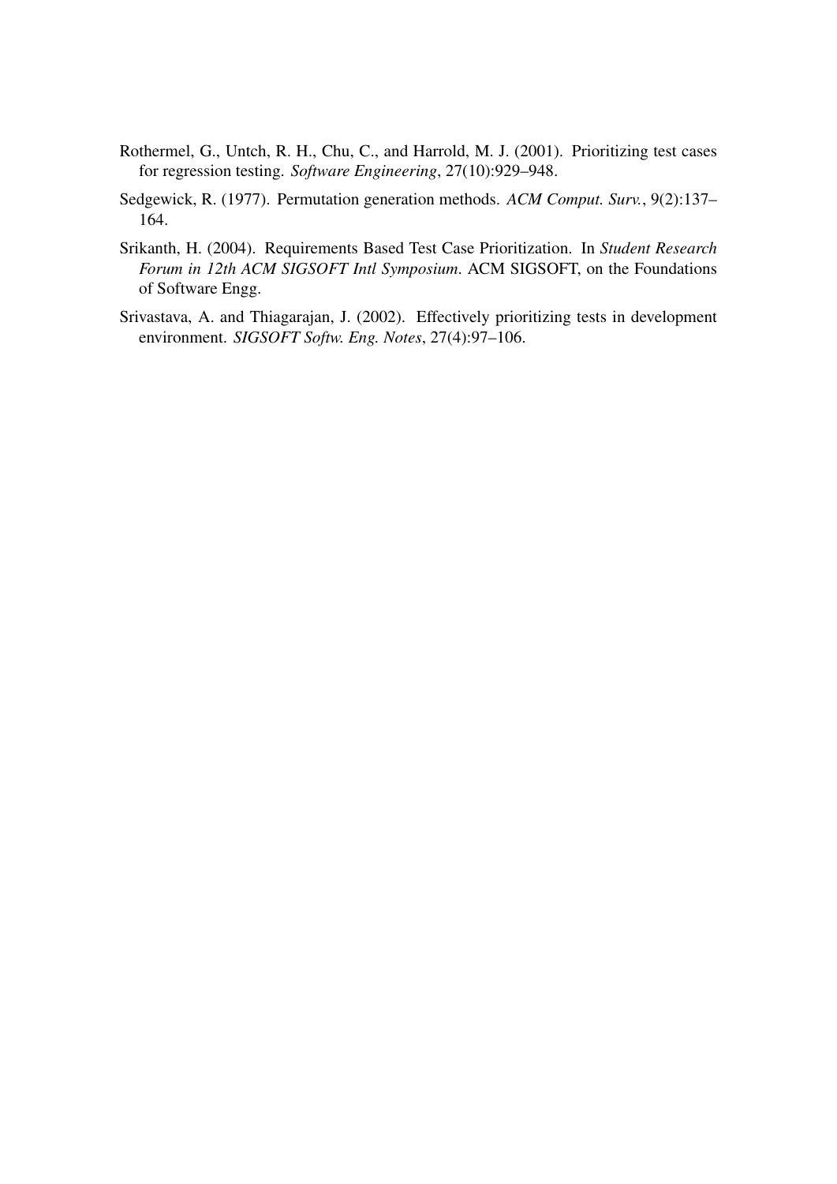Rothermel, G., Untch, R. H., Chu, C., and Harrold, M. J. (2001). Prioritizing test cases for regression testing. *Software Engineering*, 27(10):929–948.

Sedgewick, R. (1977). Permutation generation methods. *ACM Comput. Surv.*, 9(2):137–164.

Srikanth, H. (2004). Requirements Based Test Case Prioritization. In *Student Research Forum in 12th ACM SIGSOFT Intl Symposium*. ACM SIGSOFT, on the Foundations of Software Engg.

Srivastava, A. and Thiagarajan, J. (2002). Effectively prioritizing tests in development environment. *SIGSOFT Softw. Eng. Notes*, 27(4):97–106.